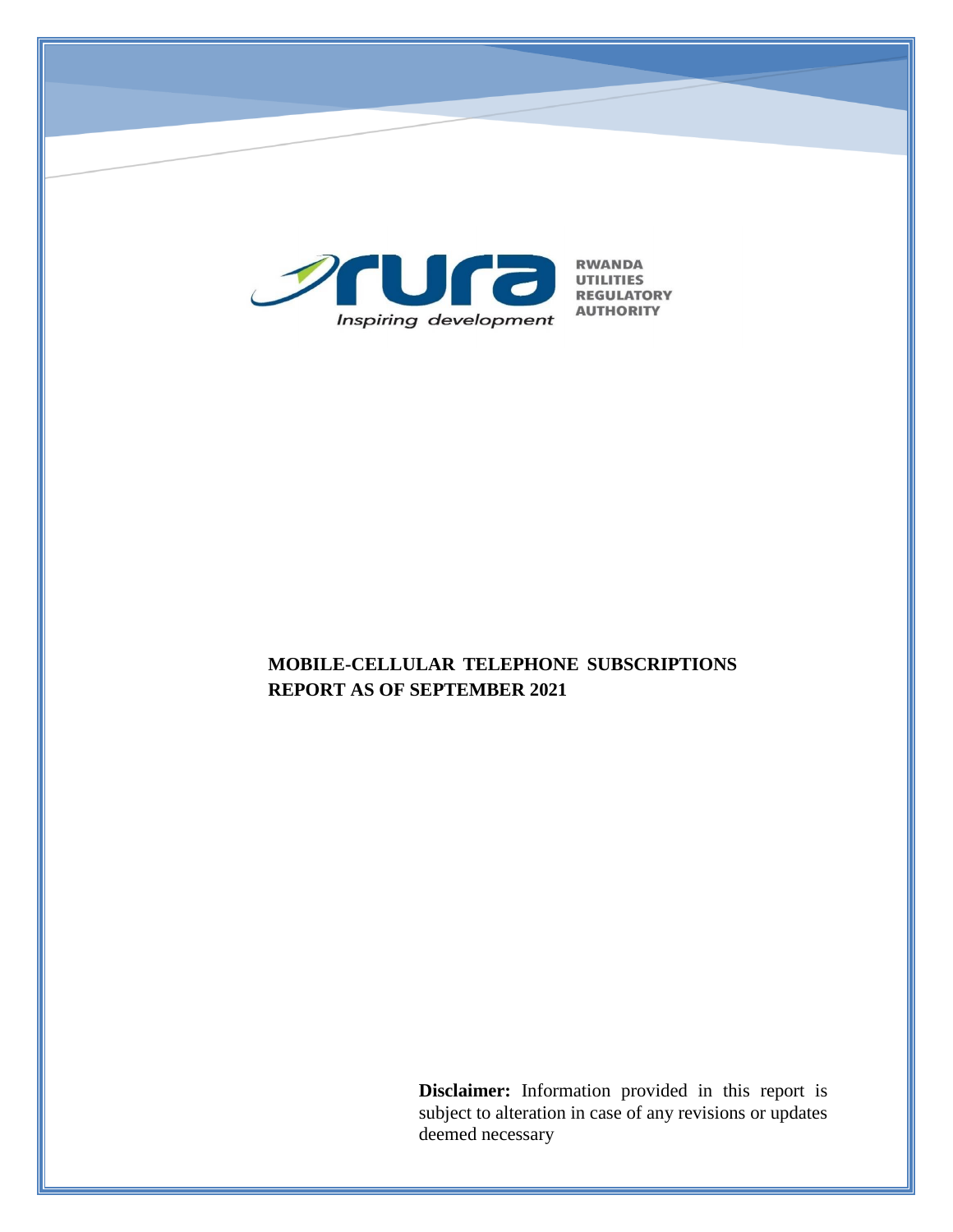RWANDA UTILITIES REGULATORY AUTHORITY

*Inspiring development*

# MOBILE-CELLULAR TELEPHONE SUBSCRIPTIONS REPORT AS OF SEPTEMBER 2021

**Disclaimer:** Information provided in this report is subject to alteration in case of any revisions or updates deemed necessary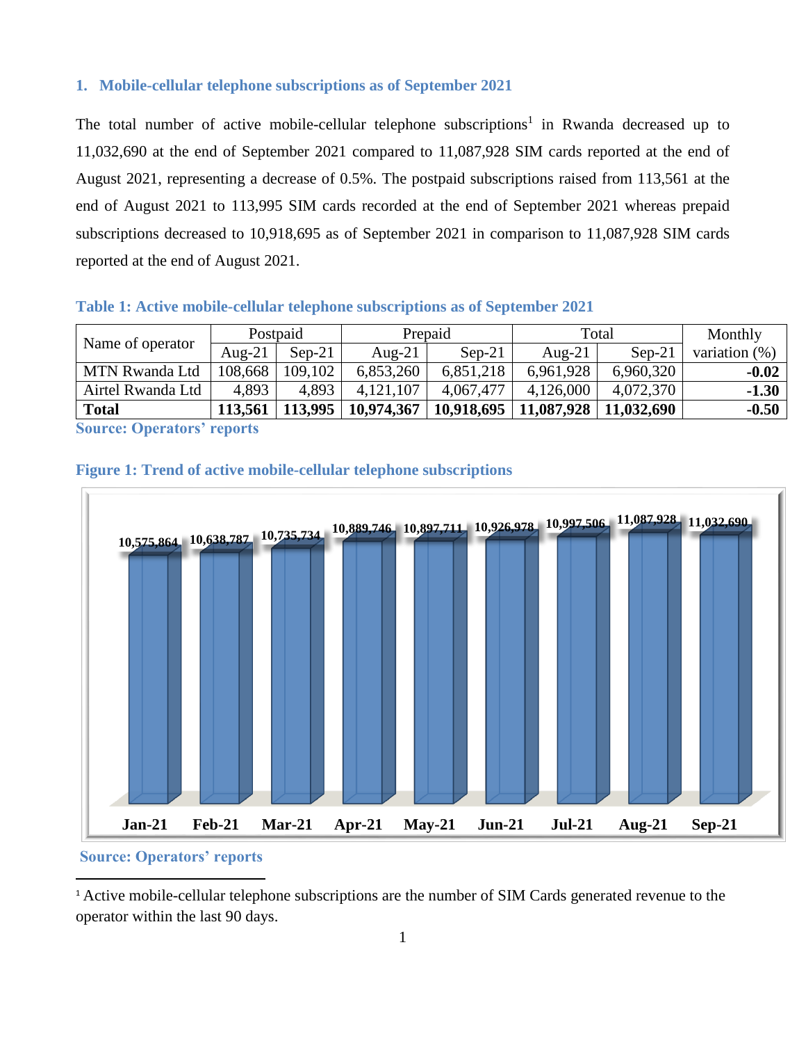## 1. Mobile-cellular telephone subscriptions as of September 2021

The total number of active mobile-cellular telephone subscriptions[1] in Rwanda decreased up to 11,032,690 at the end of September 2021 compared to 11,087,928 SIM cards reported at the end of August 2021, representing a decrease of 0.5%. The postpaid subscriptions raised from 113,561 at the end of August 2021 to 113,995 SIM cards recorded at the end of September 2021 whereas prepaid subscriptions decreased to 10,918,695 as of September 2021 in comparison to 11,087,928 SIM cards reported at the end of August 2021.

**Table 1: Active mobile-cellular telephone subscriptions as of September 2021**

| Name of operator | Postpaid | | Prepaid | | Total | | Monthly variation (%) |
|---|---|---|---|---|---|---|---|
| | Aug-21 | Sep-21 | Aug-21 | Sep-21 | Aug-21 | Sep-21 | |
| MTN Rwanda Ltd | 108,668 | 109,102 | 6,853,260 | 6,851,218 | 6,961,928 | 6,960,320 | **-0.02** |
| Airtel Rwanda Ltd | 4,893 | 4,893 | 4,121,107 | 4,067,477 | 4,126,000 | 4,072,370 | **-1.30** |
| **Total** | **113,561** | **113,995** | **10,974,367** | **10,918,695** | **11,087,928** | **11,032,690** | **-0.50** |

**Source: Operators' reports**

**Figure 1: Trend of active mobile-cellular telephone subscriptions**

| Month | Subscriptions |
|---|---|
| Jan-21 | 10,575,864 |
| Feb-21 | 10,638,787 |
| Mar-21 | 10,735,734 |
| Apr-21 | 10,889,746 |
| May-21 | 10,897,711 |
| Jun-21 | 10,926,978 |
| Jul-21 | 10,997,506 |
| Aug-21 | 11,087,928 |
| Sep-21 | 11,032,690 |

**Source: Operators' reports**

[1] Active mobile-cellular telephone subscriptions are the number of SIM Cards generated revenue to the operator within the last 90 days.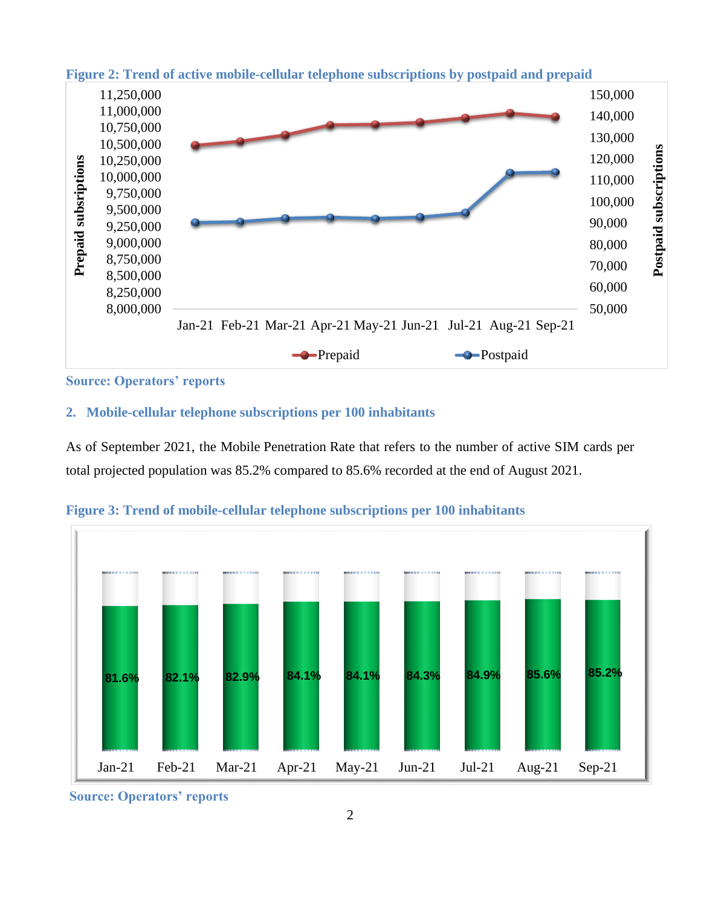**Figure 2: Trend of active mobile-cellular telephone subscriptions by postpaid and prepaid**

**Source: Operators' reports**

## 2. Mobile-cellular telephone subscriptions per 100 inhabitants

As of September 2021, the Mobile Penetration Rate that refers to the number of active SIM cards per total projected population was 85.2% compared to 85.6% recorded at the end of August 2021.

**Figure 3: Trend of mobile-cellular telephone subscriptions per 100 inhabitants**

| Month | Subscriptions per 100 inhabitants |
|---|---|
| Jan-21 | 81.6% |
| Feb-21 | 82.1% |
| Mar-21 | 82.9% |
| Apr-21 | 84.1% |
| May-21 | 84.1% |
| Jun-21 | 84.3% |
| Jul-21 | 84.9% |
| Aug-21 | 85.6% |
| Sep-21 | 85.2% |

**Source: Operators' reports**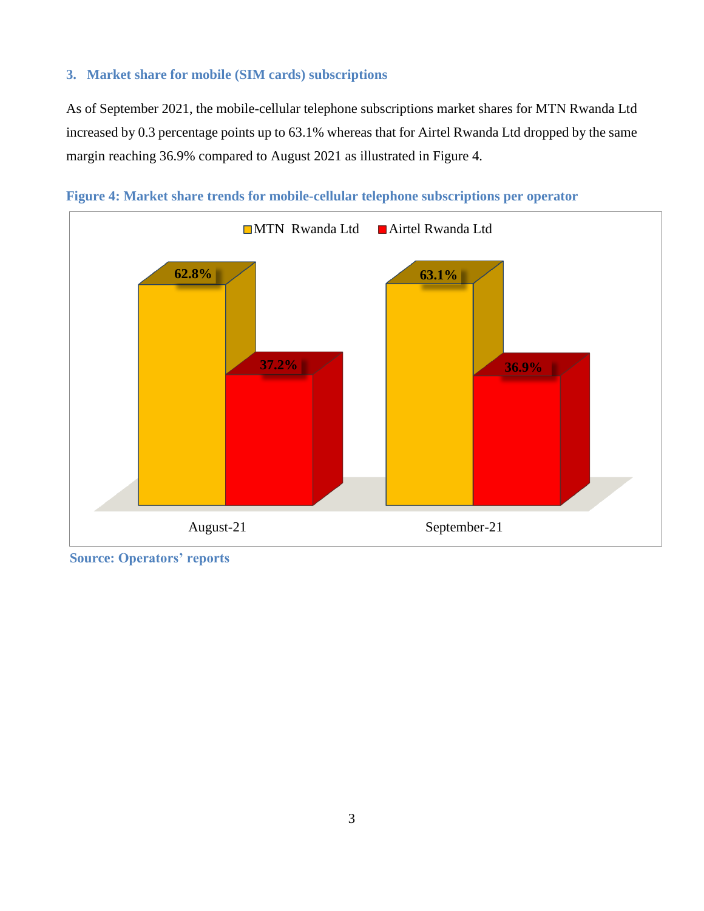### 3. Market share for mobile (SIM cards) subscriptions

As of September 2021, the mobile-cellular telephone subscriptions market shares for MTN Rwanda Ltd increased by 0.3 percentage points up to 63.1% whereas that for Airtel Rwanda Ltd dropped by the same margin reaching 36.9% compared to August 2021 as illustrated in Figure 4.

**Figure 4: Market share trends for mobile-cellular telephone subscriptions per operator**

MTN Rwanda Ltd
Airtel Rwanda Ltd

62.8%
37.2%
63.1%
36.9%

August-21
September-21

**Source: Operators' reports**